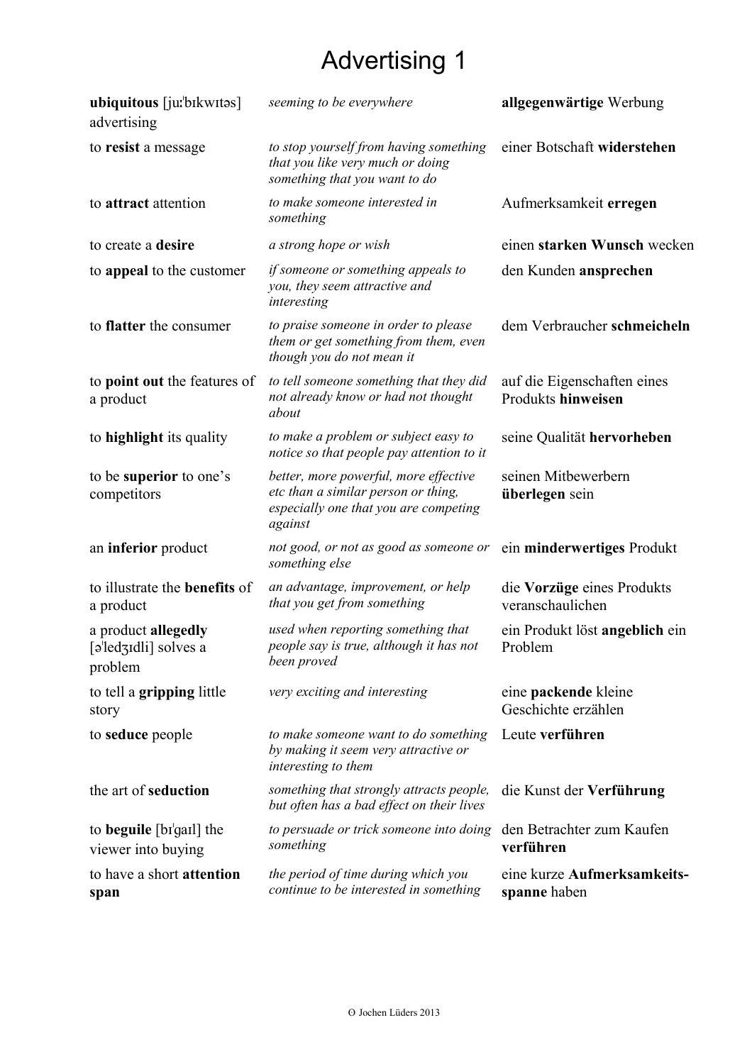# Advertising 1

| | | |
|---|---|---|
| **ubiquitous** [juːˈbɪkwɪtəs] advertising | *seeming to be everywhere* | **allgegenwärtige** Werbung |
| to **resist** a message | *to stop yourself from having something that you like very much or doing something that you want to do* | einer Botschaft **widerstehen** |
| to **attract** attention | *to make someone interested in something* | Aufmerksamkeit **erregen** |
| to create a **desire** | *a strong hope or wish* | einen **starken Wunsch** wecken |
| to **appeal** to the customer | *if someone or something appeals to you, they seem attractive and interesting* | den Kunden **ansprechen** |
| to **flatter** the consumer | *to praise someone in order to please them or get something from them, even though you do not mean it* | dem Verbraucher **schmeicheln** |
| to **point out** the features of a product | *to tell someone something that they did not already know or had not thought about* | auf die Eigenschaften eines Produkts **hinweisen** |
| to **highlight** its quality | *to make a problem or subject easy to notice so that people pay attention to it* | seine Qualität **hervorheben** |
| to be **superior** to one's competitors | *better, more powerful, more effective etc than a similar person or thing, especially one that you are competing against* | seinen Mitbewerbern **überlegen** sein |
| an **inferior** product | *not good, or not as good as someone or something else* | ein **minderwertiges** Produkt |
| to illustrate the **benefits** of a product | *an advantage, improvement, or help that you get from something* | die **Vorzüge** eines Produkts veranschaulichen |
| a product **allegedly** [əˈledʒɪdli] solves a problem | *used when reporting something that people say is true, although it has not been proved* | ein Produkt löst **angeblich** ein Problem |
| to tell a **gripping** little story | *very exciting and interesting* | eine **packende** kleine Geschichte erzählen |
| to **seduce** people | *to make someone want to do something by making it seem very attractive or interesting to them* | Leute **verführen** |
| the art of **seduction** | *something that strongly attracts people, but often has a bad effect on their lives* | die Kunst der **Verführung** |
| to **beguile** [bɪˈgaɪl] the viewer into buying | *to persuade or trick someone into doing something* | den Betrachter zum Kaufen **verführen** |
| to have a short **attention span** | *the period of time during which you continue to be interested in something* | eine kurze **Aufmerksamkeits-spanne** haben |

© Jochen Lüders 2013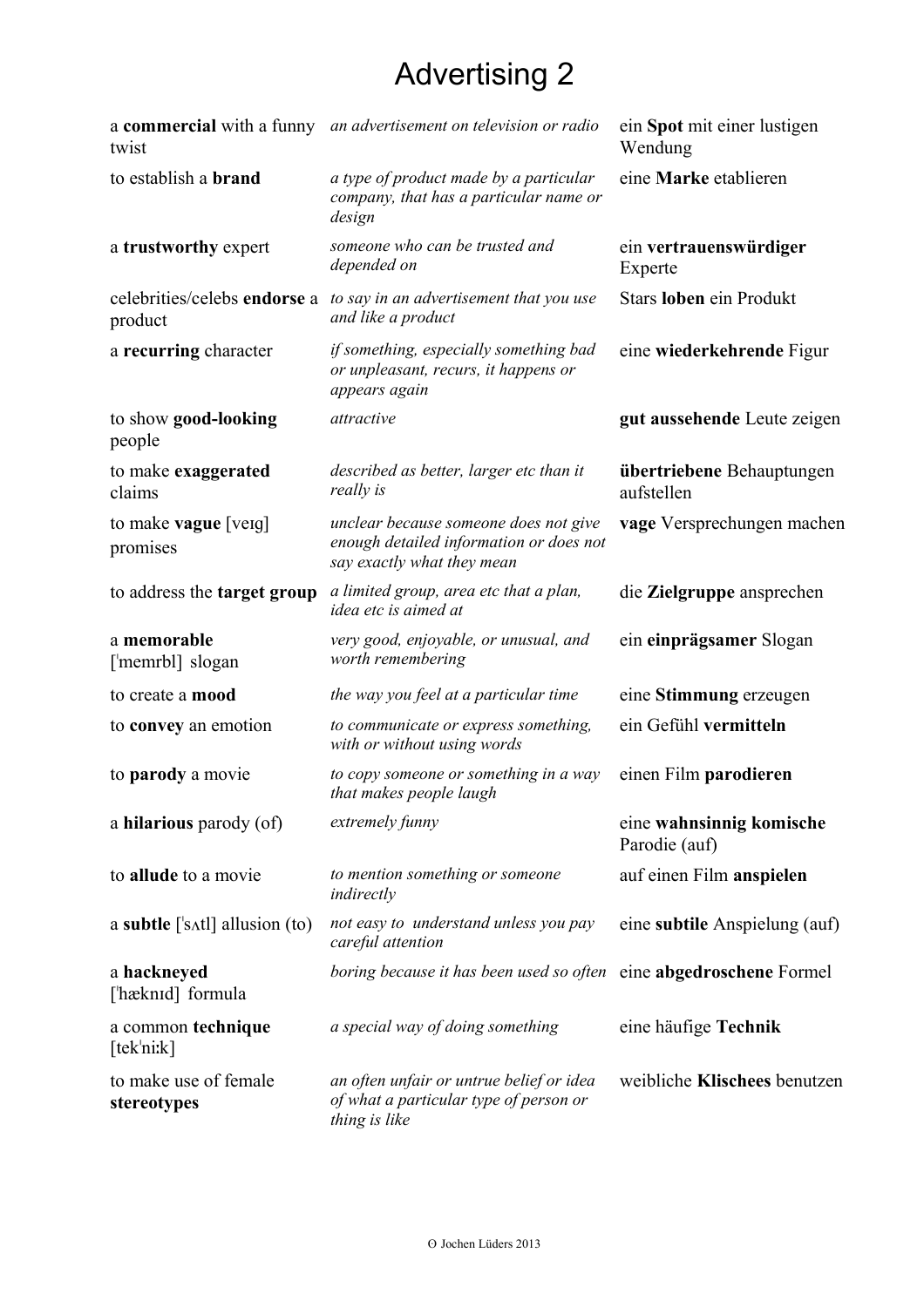# Advertising 2

| | | |
|---|---|---|
| a **commercial** with a funny twist | *an advertisement on television or radio* | ein **Spot** mit einer lustigen Wendung |
| to establish a **brand** | *a type of product made by a particular company, that has a particular name or design* | eine **Marke** etablieren |
| a **trustworthy** expert | *someone who can be trusted and depended on* | ein **vertrauenswürdiger** Experte |
| celebrities/celebs **endorse** a product | *to say in an advertisement that you use and like a product* | Stars **loben** ein Produkt |
| a **recurring** character | *if something, especially something bad or unpleasant, recurs, it happens or appears again* | eine **wiederkehrende** Figur |
| to show **good-looking** people | *attractive* | **gut aussehende** Leute zeigen |
| to make **exaggerated** claims | *described as better, larger etc than it really is* | **übertriebene** Behauptungen aufstellen |
| to make **vague** [veɪg] promises | *unclear because someone does not give enough detailed information or does not say exactly what they mean* | **vage** Versprechungen machen |
| to address the **target group** | *a limited group, area etc that a plan, idea etc is aimed at* | die **Zielgruppe** ansprechen |
| a **memorable** [ˈmemrbl] slogan | *very good, enjoyable, or unusual, and worth remembering* | ein **einprägsamer** Slogan |
| to create a **mood** | *the way you feel at a particular time* | eine **Stimmung** erzeugen |
| to **convey** an emotion | *to communicate or express something, with or without using words* | ein Gefühl **vermitteln** |
| to **parody** a movie | *to copy someone or something in a way that makes people laugh* | einen Film **parodieren** |
| a **hilarious** parody (of) | *extremely funny* | eine **wahnsinnig komische** Parodie (auf) |
| to **allude** to a movie | *to mention something or someone indirectly* | auf einen Film **anspielen** |
| a **subtle** [ˈsʌtl] allusion (to) | *not easy to understand unless you pay careful attention* | eine **subtile** Anspielung (auf) |
| a **hackneyed** [ˈhæknɪd] formula | *boring because it has been used so often* | eine **abgedroschene** Formel |
| a common **technique** [tekˈniːk] | *a special way of doing something* | eine häufige **Technik** |
| to make use of female **stereotypes** | *an often unfair or untrue belief or idea of what a particular type of person or thing is like* | weibliche **Klischees** benutzen |

© Jochen Lüders 2013